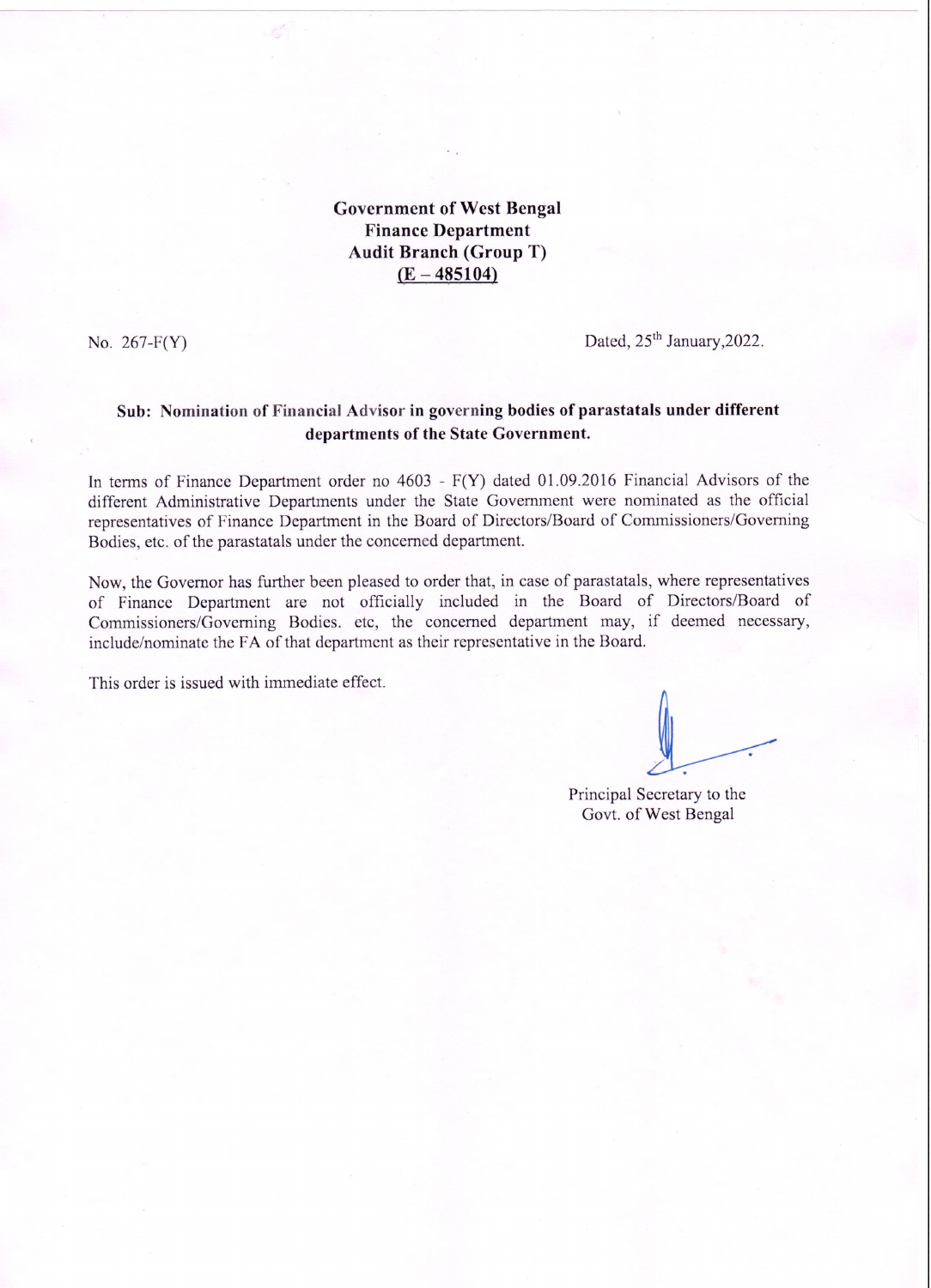**Government of West Bengal**
**Finance Department**
**Audit Branch (Group T)**
**(E – 485104)**

No. 267-F(Y) Dated, 25th January,2022.

**Sub: Nomination of Financial Advisor in governing bodies of parastatals under different departments of the State Government.**

In terms of Finance Department order no 4603 - F(Y) dated 01.09.2016 Financial Advisors of the different Administrative Departments under the State Government were nominated as the official representatives of Finance Department in the Board of Directors/Board of Commissioners/Governing Bodies, etc. of the parastatals under the concerned department.

Now, the Governor has further been pleased to order that, in case of parastatals, where representatives of Finance Department are not officially included in the Board of Directors/Board of Commissioners/Governing Bodies. etc, the concerned department may, if deemed necessary, include/nominate the FA of that department as their representative in the Board.

This order is issued with immediate effect.

Principal Secretary to the
Govt. of West Bengal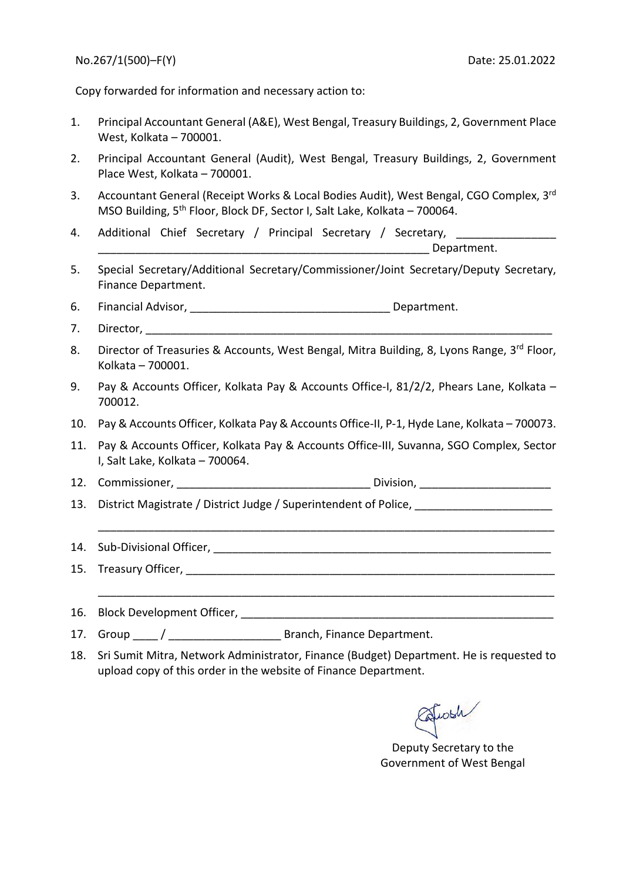No.267/1(500)–F(Y) Date: 25.01.2022

Copy forwarded for information and necessary action to:

1. Principal Accountant General (A&E), West Bengal, Treasury Buildings, 2, Government Place West, Kolkata – 700001.
2. Principal Accountant General (Audit), West Bengal, Treasury Buildings, 2, Government Place West, Kolkata – 700001.
3. Accountant General (Receipt Works & Local Bodies Audit), West Bengal, CGO Complex, 3rd MSO Building, 5th Floor, Block DF, Sector I, Salt Lake, Kolkata – 700064.
4. Additional Chief Secretary / Principal Secretary / Secretary, ________________ _______________________________________________________ Department.
5. Special Secretary/Additional Secretary/Commissioner/Joint Secretary/Deputy Secretary, Finance Department.
6. Financial Advisor, ________________________________ Department.
7. Director, ____________________________________________________________________
8. Director of Treasuries & Accounts, West Bengal, Mitra Building, 8, Lyons Range, 3rd Floor, Kolkata – 700001.
9. Pay & Accounts Officer, Kolkata Pay & Accounts Office-I, 81/2/2, Phears Lane, Kolkata – 700012.
10. Pay & Accounts Officer, Kolkata Pay & Accounts Office-II, P-1, Hyde Lane, Kolkata – 700073.
11. Pay & Accounts Officer, Kolkata Pay & Accounts Office-III, Suvanna, SGO Complex, Sector I, Salt Lake, Kolkata – 700064.
12. Commissioner, _______________________________ Division, _____________________
13. District Magistrate / District Judge / Superintendent of Police, ______________________ ___________________________________________________________________________
14. Sub-Divisional Officer, ________________________________________________________
15. Treasury Officer, _____________________________________________________________ ___________________________________________________________________________
16. Block Development Officer, ____________________________________________________
17. Group ____ / __________________ Branch, Finance Department.
18. Sri Sumit Mitra, Network Administrator, Finance (Budget) Department. He is requested to upload copy of this order in the website of Finance Department.

Deputy Secretary to the
Government of West Bengal